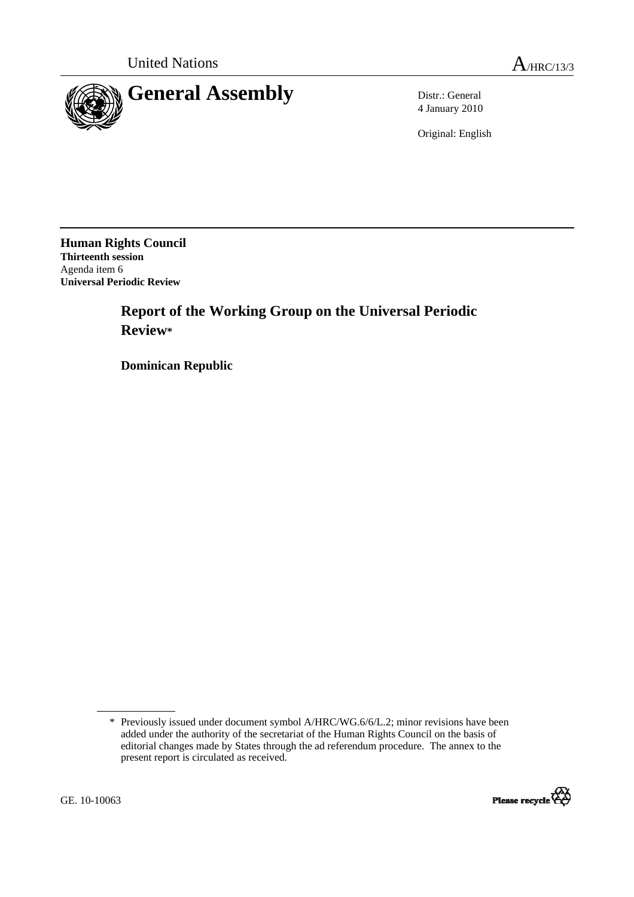United Nations A/HRC/13/3

# General Assembly

Distr.: General
4 January 2010

Original: English

**Human Rights Council**
**Thirteenth session**
Agenda item 6
**Universal Periodic Review**

## Report of the Working Group on the Universal Periodic Review*

### Dominican Republic

---

\* Previously issued under document symbol A/HRC/WG.6/6/L.2; minor revisions have been added under the authority of the secretariat of the Human Rights Council on the basis of editorial changes made by States through the ad referendum procedure. The annex to the present report is circulated as received.

GE. 10-10063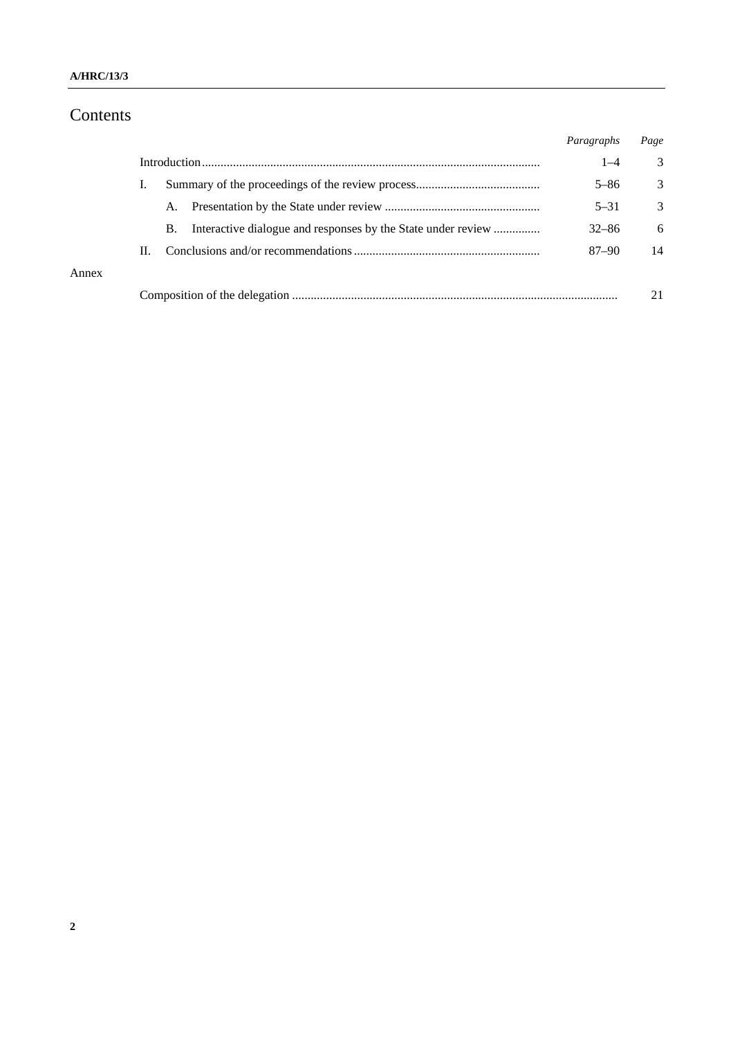# Contents

| | | | | Paragraphs | Page |
|---|---|---|---|---|---|
| | Introduction | | | 1–4 | 3 |
| | I. | Summary of the proceedings of the review process | | 5–86 | 3 |
| | | A. | Presentation by the State under review | 5–31 | 3 |
| | | B. | Interactive dialogue and responses by the State under review | 32–86 | 6 |
| | II. | Conclusions and/or recommendations | | 87–90 | 14 |
| Annex | | | | | |
| | Composition of the delegation | | | | 21 |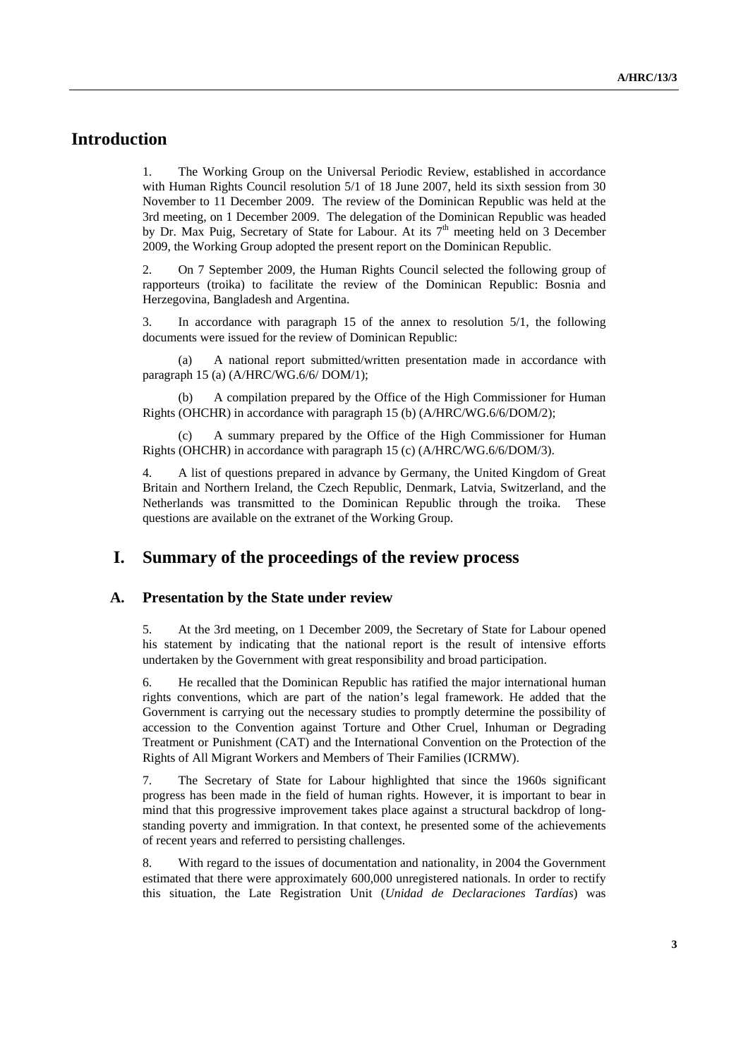# Introduction

1. The Working Group on the Universal Periodic Review, established in accordance with Human Rights Council resolution 5/1 of 18 June 2007, held its sixth session from 30 November to 11 December 2009. The review of the Dominican Republic was held at the 3rd meeting, on 1 December 2009. The delegation of the Dominican Republic was headed by Dr. Max Puig, Secretary of State for Labour. At its 7th meeting held on 3 December 2009, the Working Group adopted the present report on the Dominican Republic.

2. On 7 September 2009, the Human Rights Council selected the following group of rapporteurs (troika) to facilitate the review of the Dominican Republic: Bosnia and Herzegovina, Bangladesh and Argentina.

3. In accordance with paragraph 15 of the annex to resolution 5/1, the following documents were issued for the review of Dominican Republic:

(a) A national report submitted/written presentation made in accordance with paragraph 15 (a) (A/HRC/WG.6/6/ DOM/1);

(b) A compilation prepared by the Office of the High Commissioner for Human Rights (OHCHR) in accordance with paragraph 15 (b) (A/HRC/WG.6/6/DOM/2);

(c) A summary prepared by the Office of the High Commissioner for Human Rights (OHCHR) in accordance with paragraph 15 (c) (A/HRC/WG.6/6/DOM/3).

4. A list of questions prepared in advance by Germany, the United Kingdom of Great Britain and Northern Ireland, the Czech Republic, Denmark, Latvia, Switzerland, and the Netherlands was transmitted to the Dominican Republic through the troika. These questions are available on the extranet of the Working Group.

# I. Summary of the proceedings of the review process

## A. Presentation by the State under review

5. At the 3rd meeting, on 1 December 2009, the Secretary of State for Labour opened his statement by indicating that the national report is the result of intensive efforts undertaken by the Government with great responsibility and broad participation.

6. He recalled that the Dominican Republic has ratified the major international human rights conventions, which are part of the nation's legal framework. He added that the Government is carrying out the necessary studies to promptly determine the possibility of accession to the Convention against Torture and Other Cruel, Inhuman or Degrading Treatment or Punishment (CAT) and the International Convention on the Protection of the Rights of All Migrant Workers and Members of Their Families (ICRMW).

7. The Secretary of State for Labour highlighted that since the 1960s significant progress has been made in the field of human rights. However, it is important to bear in mind that this progressive improvement takes place against a structural backdrop of long-standing poverty and immigration. In that context, he presented some of the achievements of recent years and referred to persisting challenges.

8. With regard to the issues of documentation and nationality, in 2004 the Government estimated that there were approximately 600,000 unregistered nationals. In order to rectify this situation, the Late Registration Unit (*Unidad de Declaraciones Tardías*) was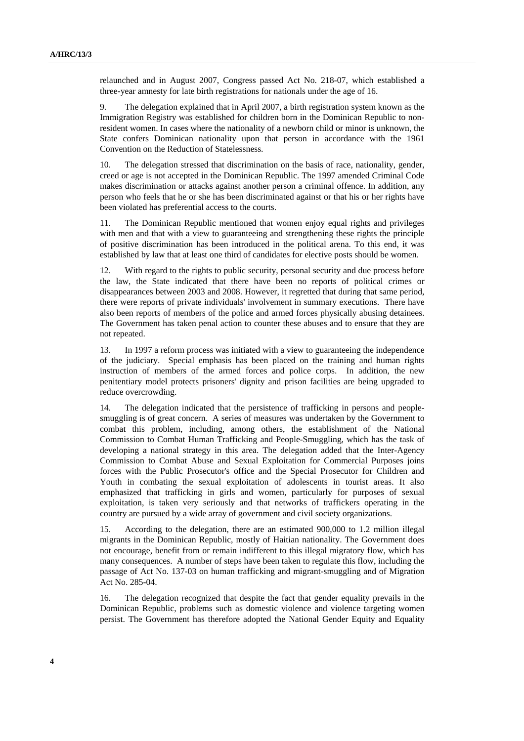relaunched and in August 2007, Congress passed Act No. 218-07, which established a three-year amnesty for late birth registrations for nationals under the age of 16.

9. The delegation explained that in April 2007, a birth registration system known as the Immigration Registry was established for children born in the Dominican Republic to non-resident women. In cases where the nationality of a newborn child or minor is unknown, the State confers Dominican nationality upon that person in accordance with the 1961 Convention on the Reduction of Statelessness.

10. The delegation stressed that discrimination on the basis of race, nationality, gender, creed or age is not accepted in the Dominican Republic. The 1997 amended Criminal Code makes discrimination or attacks against another person a criminal offence. In addition, any person who feels that he or she has been discriminated against or that his or her rights have been violated has preferential access to the courts.

11. The Dominican Republic mentioned that women enjoy equal rights and privileges with men and that with a view to guaranteeing and strengthening these rights the principle of positive discrimination has been introduced in the political arena. To this end, it was established by law that at least one third of candidates for elective posts should be women.

12. With regard to the rights to public security, personal security and due process before the law, the State indicated that there have been no reports of political crimes or disappearances between 2003 and 2008. However, it regretted that during that same period, there were reports of private individuals' involvement in summary executions. There have also been reports of members of the police and armed forces physically abusing detainees. The Government has taken penal action to counter these abuses and to ensure that they are not repeated.

13. In 1997 a reform process was initiated with a view to guaranteeing the independence of the judiciary. Special emphasis has been placed on the training and human rights instruction of members of the armed forces and police corps. In addition, the new penitentiary model protects prisoners' dignity and prison facilities are being upgraded to reduce overcrowding.

14. The delegation indicated that the persistence of trafficking in persons and people-smuggling is of great concern. A series of measures was undertaken by the Government to combat this problem, including, among others, the establishment of the National Commission to Combat Human Trafficking and People-Smuggling, which has the task of developing a national strategy in this area. The delegation added that the Inter-Agency Commission to Combat Abuse and Sexual Exploitation for Commercial Purposes joins forces with the Public Prosecutor's office and the Special Prosecutor for Children and Youth in combating the sexual exploitation of adolescents in tourist areas. It also emphasized that trafficking in girls and women, particularly for purposes of sexual exploitation, is taken very seriously and that networks of traffickers operating in the country are pursued by a wide array of government and civil society organizations.

15. According to the delegation, there are an estimated 900,000 to 1.2 million illegal migrants in the Dominican Republic, mostly of Haitian nationality. The Government does not encourage, benefit from or remain indifferent to this illegal migratory flow, which has many consequences. A number of steps have been taken to regulate this flow, including the passage of Act No. 137-03 on human trafficking and migrant-smuggling and of Migration Act No. 285-04.

16. The delegation recognized that despite the fact that gender equality prevails in the Dominican Republic, problems such as domestic violence and violence targeting women persist. The Government has therefore adopted the National Gender Equity and Equality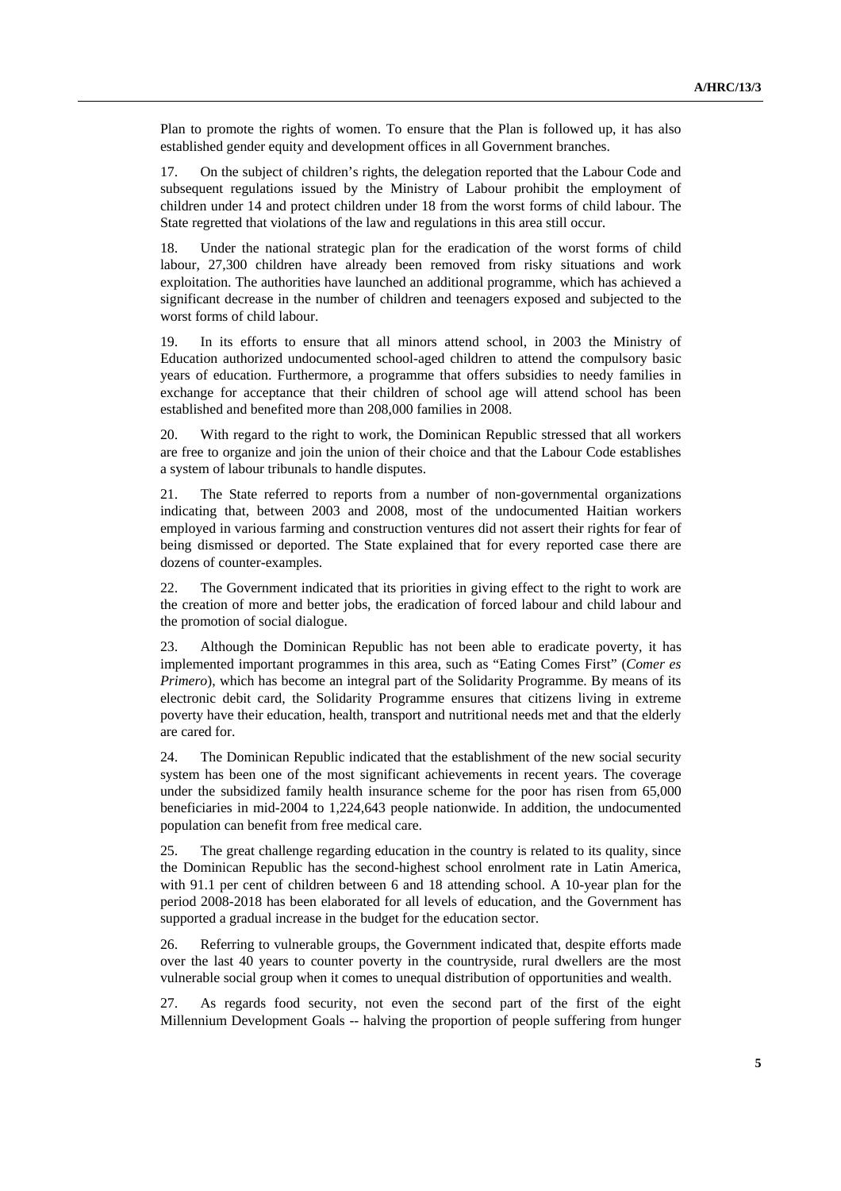Plan to promote the rights of women. To ensure that the Plan is followed up, it has also established gender equity and development offices in all Government branches.

17. On the subject of children's rights, the delegation reported that the Labour Code and subsequent regulations issued by the Ministry of Labour prohibit the employment of children under 14 and protect children under 18 from the worst forms of child labour. The State regretted that violations of the law and regulations in this area still occur.

18. Under the national strategic plan for the eradication of the worst forms of child labour, 27,300 children have already been removed from risky situations and work exploitation. The authorities have launched an additional programme, which has achieved a significant decrease in the number of children and teenagers exposed and subjected to the worst forms of child labour.

19. In its efforts to ensure that all minors attend school, in 2003 the Ministry of Education authorized undocumented school-aged children to attend the compulsory basic years of education. Furthermore, a programme that offers subsidies to needy families in exchange for acceptance that their children of school age will attend school has been established and benefited more than 208,000 families in 2008.

20. With regard to the right to work, the Dominican Republic stressed that all workers are free to organize and join the union of their choice and that the Labour Code establishes a system of labour tribunals to handle disputes.

21. The State referred to reports from a number of non-governmental organizations indicating that, between 2003 and 2008, most of the undocumented Haitian workers employed in various farming and construction ventures did not assert their rights for fear of being dismissed or deported. The State explained that for every reported case there are dozens of counter-examples.

22. The Government indicated that its priorities in giving effect to the right to work are the creation of more and better jobs, the eradication of forced labour and child labour and the promotion of social dialogue.

23. Although the Dominican Republic has not been able to eradicate poverty, it has implemented important programmes in this area, such as "Eating Comes First" (*Comer es Primero*), which has become an integral part of the Solidarity Programme. By means of its electronic debit card, the Solidarity Programme ensures that citizens living in extreme poverty have their education, health, transport and nutritional needs met and that the elderly are cared for.

24. The Dominican Republic indicated that the establishment of the new social security system has been one of the most significant achievements in recent years. The coverage under the subsidized family health insurance scheme for the poor has risen from 65,000 beneficiaries in mid-2004 to 1,224,643 people nationwide. In addition, the undocumented population can benefit from free medical care.

25. The great challenge regarding education in the country is related to its quality, since the Dominican Republic has the second-highest school enrolment rate in Latin America, with 91.1 per cent of children between 6 and 18 attending school. A 10-year plan for the period 2008-2018 has been elaborated for all levels of education, and the Government has supported a gradual increase in the budget for the education sector.

26. Referring to vulnerable groups, the Government indicated that, despite efforts made over the last 40 years to counter poverty in the countryside, rural dwellers are the most vulnerable social group when it comes to unequal distribution of opportunities and wealth.

27. As regards food security, not even the second part of the first of the eight Millennium Development Goals -- halving the proportion of people suffering from hunger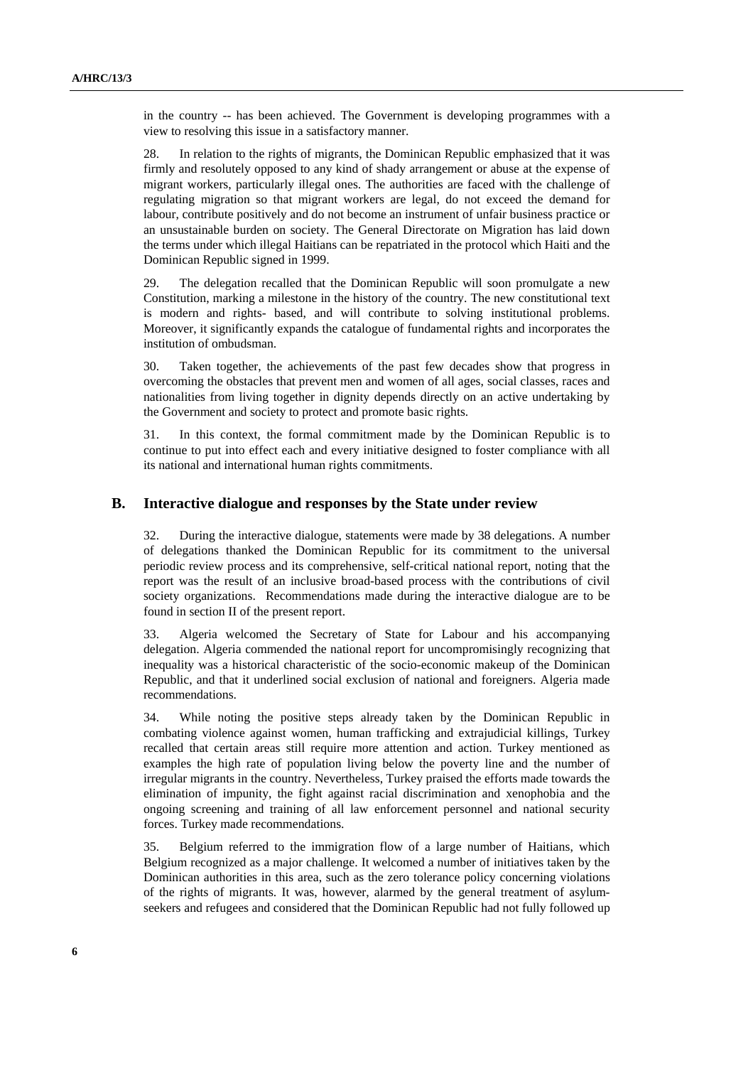in the country -- has been achieved. The Government is developing programmes with a view to resolving this issue in a satisfactory manner.

28. In relation to the rights of migrants, the Dominican Republic emphasized that it was firmly and resolutely opposed to any kind of shady arrangement or abuse at the expense of migrant workers, particularly illegal ones. The authorities are faced with the challenge of regulating migration so that migrant workers are legal, do not exceed the demand for labour, contribute positively and do not become an instrument of unfair business practice or an unsustainable burden on society. The General Directorate on Migration has laid down the terms under which illegal Haitians can be repatriated in the protocol which Haiti and the Dominican Republic signed in 1999.

29. The delegation recalled that the Dominican Republic will soon promulgate a new Constitution, marking a milestone in the history of the country. The new constitutional text is modern and rights- based, and will contribute to solving institutional problems. Moreover, it significantly expands the catalogue of fundamental rights and incorporates the institution of ombudsman.

30. Taken together, the achievements of the past few decades show that progress in overcoming the obstacles that prevent men and women of all ages, social classes, races and nationalities from living together in dignity depends directly on an active undertaking by the Government and society to protect and promote basic rights.

31. In this context, the formal commitment made by the Dominican Republic is to continue to put into effect each and every initiative designed to foster compliance with all its national and international human rights commitments.

## B. Interactive dialogue and responses by the State under review

32. During the interactive dialogue, statements were made by 38 delegations. A number of delegations thanked the Dominican Republic for its commitment to the universal periodic review process and its comprehensive, self-critical national report, noting that the report was the result of an inclusive broad-based process with the contributions of civil society organizations. Recommendations made during the interactive dialogue are to be found in section II of the present report.

33. Algeria welcomed the Secretary of State for Labour and his accompanying delegation. Algeria commended the national report for uncompromisingly recognizing that inequality was a historical characteristic of the socio-economic makeup of the Dominican Republic, and that it underlined social exclusion of national and foreigners. Algeria made recommendations.

34. While noting the positive steps already taken by the Dominican Republic in combating violence against women, human trafficking and extrajudicial killings, Turkey recalled that certain areas still require more attention and action. Turkey mentioned as examples the high rate of population living below the poverty line and the number of irregular migrants in the country. Nevertheless, Turkey praised the efforts made towards the elimination of impunity, the fight against racial discrimination and xenophobia and the ongoing screening and training of all law enforcement personnel and national security forces. Turkey made recommendations.

35. Belgium referred to the immigration flow of a large number of Haitians, which Belgium recognized as a major challenge. It welcomed a number of initiatives taken by the Dominican authorities in this area, such as the zero tolerance policy concerning violations of the rights of migrants. It was, however, alarmed by the general treatment of asylum-seekers and refugees and considered that the Dominican Republic had not fully followed up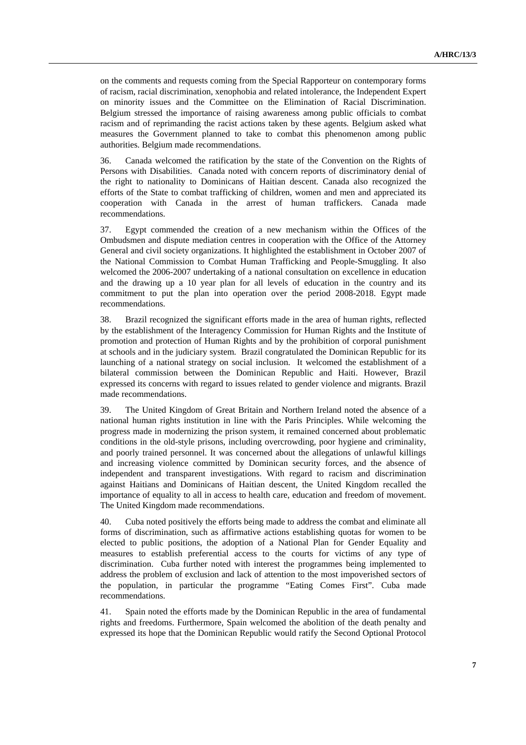on the comments and requests coming from the Special Rapporteur on contemporary forms of racism, racial discrimination, xenophobia and related intolerance, the Independent Expert on minority issues and the Committee on the Elimination of Racial Discrimination. Belgium stressed the importance of raising awareness among public officials to combat racism and of reprimanding the racist actions taken by these agents. Belgium asked what measures the Government planned to take to combat this phenomenon among public authorities. Belgium made recommendations.

36. Canada welcomed the ratification by the state of the Convention on the Rights of Persons with Disabilities. Canada noted with concern reports of discriminatory denial of the right to nationality to Dominicans of Haitian descent. Canada also recognized the efforts of the State to combat trafficking of children, women and men and appreciated its cooperation with Canada in the arrest of human traffickers. Canada made recommendations.

37. Egypt commended the creation of a new mechanism within the Offices of the Ombudsmen and dispute mediation centres in cooperation with the Office of the Attorney General and civil society organizations. It highlighted the establishment in October 2007 of the National Commission to Combat Human Trafficking and People-Smuggling. It also welcomed the 2006-2007 undertaking of a national consultation on excellence in education and the drawing up a 10 year plan for all levels of education in the country and its commitment to put the plan into operation over the period 2008-2018. Egypt made recommendations.

38. Brazil recognized the significant efforts made in the area of human rights, reflected by the establishment of the Interagency Commission for Human Rights and the Institute of promotion and protection of Human Rights and by the prohibition of corporal punishment at schools and in the judiciary system. Brazil congratulated the Dominican Republic for its launching of a national strategy on social inclusion. It welcomed the establishment of a bilateral commission between the Dominican Republic and Haiti. However, Brazil expressed its concerns with regard to issues related to gender violence and migrants. Brazil made recommendations.

39. The United Kingdom of Great Britain and Northern Ireland noted the absence of a national human rights institution in line with the Paris Principles. While welcoming the progress made in modernizing the prison system, it remained concerned about problematic conditions in the old-style prisons, including overcrowding, poor hygiene and criminality, and poorly trained personnel. It was concerned about the allegations of unlawful killings and increasing violence committed by Dominican security forces, and the absence of independent and transparent investigations. With regard to racism and discrimination against Haitians and Dominicans of Haitian descent, the United Kingdom recalled the importance of equality to all in access to health care, education and freedom of movement. The United Kingdom made recommendations.

40. Cuba noted positively the efforts being made to address the combat and eliminate all forms of discrimination, such as affirmative actions establishing quotas for women to be elected to public positions, the adoption of a National Plan for Gender Equality and measures to establish preferential access to the courts for victims of any type of discrimination. Cuba further noted with interest the programmes being implemented to address the problem of exclusion and lack of attention to the most impoverished sectors of the population, in particular the programme "Eating Comes First". Cuba made recommendations.

41. Spain noted the efforts made by the Dominican Republic in the area of fundamental rights and freedoms. Furthermore, Spain welcomed the abolition of the death penalty and expressed its hope that the Dominican Republic would ratify the Second Optional Protocol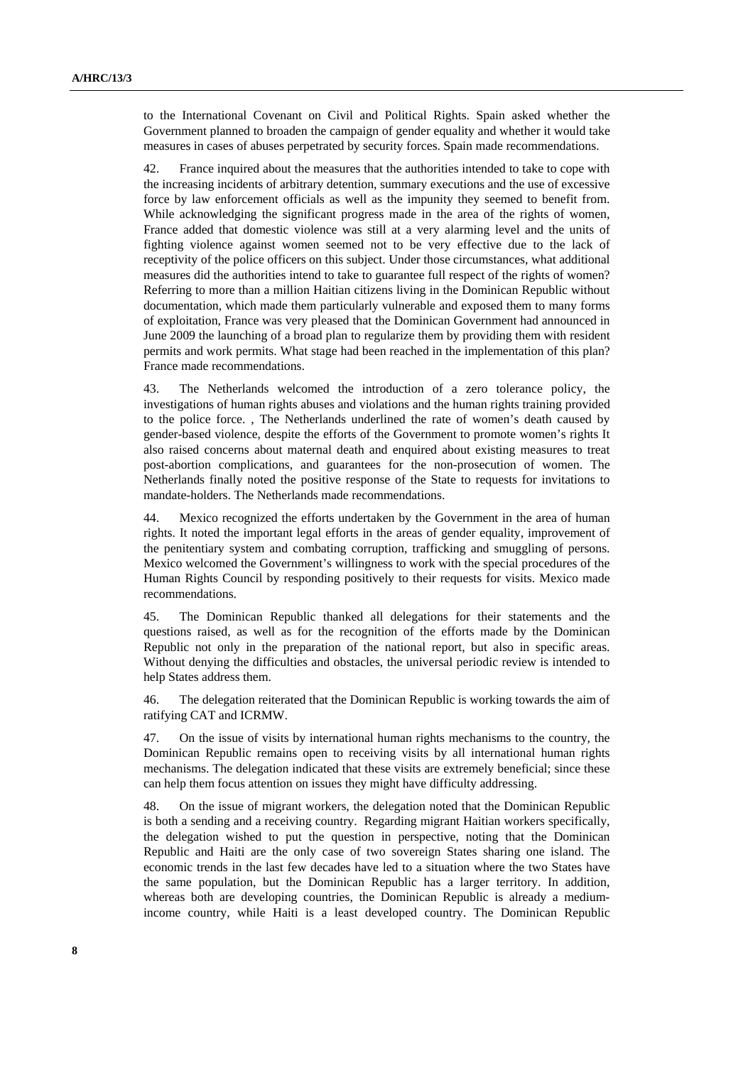to the International Covenant on Civil and Political Rights. Spain asked whether the Government planned to broaden the campaign of gender equality and whether it would take measures in cases of abuses perpetrated by security forces. Spain made recommendations.

42. France inquired about the measures that the authorities intended to take to cope with the increasing incidents of arbitrary detention, summary executions and the use of excessive force by law enforcement officials as well as the impunity they seemed to benefit from. While acknowledging the significant progress made in the area of the rights of women, France added that domestic violence was still at a very alarming level and the units of fighting violence against women seemed not to be very effective due to the lack of receptivity of the police officers on this subject. Under those circumstances, what additional measures did the authorities intend to take to guarantee full respect of the rights of women? Referring to more than a million Haitian citizens living in the Dominican Republic without documentation, which made them particularly vulnerable and exposed them to many forms of exploitation, France was very pleased that the Dominican Government had announced in June 2009 the launching of a broad plan to regularize them by providing them with resident permits and work permits. What stage had been reached in the implementation of this plan? France made recommendations.

43. The Netherlands welcomed the introduction of a zero tolerance policy, the investigations of human rights abuses and violations and the human rights training provided to the police force. , The Netherlands underlined the rate of women's death caused by gender-based violence, despite the efforts of the Government to promote women's rights It also raised concerns about maternal death and enquired about existing measures to treat post-abortion complications, and guarantees for the non-prosecution of women. The Netherlands finally noted the positive response of the State to requests for invitations to mandate-holders. The Netherlands made recommendations.

44. Mexico recognized the efforts undertaken by the Government in the area of human rights. It noted the important legal efforts in the areas of gender equality, improvement of the penitentiary system and combating corruption, trafficking and smuggling of persons. Mexico welcomed the Government's willingness to work with the special procedures of the Human Rights Council by responding positively to their requests for visits. Mexico made recommendations.

45. The Dominican Republic thanked all delegations for their statements and the questions raised, as well as for the recognition of the efforts made by the Dominican Republic not only in the preparation of the national report, but also in specific areas. Without denying the difficulties and obstacles, the universal periodic review is intended to help States address them.

46. The delegation reiterated that the Dominican Republic is working towards the aim of ratifying CAT and ICRMW.

47. On the issue of visits by international human rights mechanisms to the country, the Dominican Republic remains open to receiving visits by all international human rights mechanisms. The delegation indicated that these visits are extremely beneficial; since these can help them focus attention on issues they might have difficulty addressing.

48. On the issue of migrant workers, the delegation noted that the Dominican Republic is both a sending and a receiving country. Regarding migrant Haitian workers specifically, the delegation wished to put the question in perspective, noting that the Dominican Republic and Haiti are the only case of two sovereign States sharing one island. The economic trends in the last few decades have led to a situation where the two States have the same population, but the Dominican Republic has a larger territory. In addition, whereas both are developing countries, the Dominican Republic is already a medium-income country, while Haiti is a least developed country. The Dominican Republic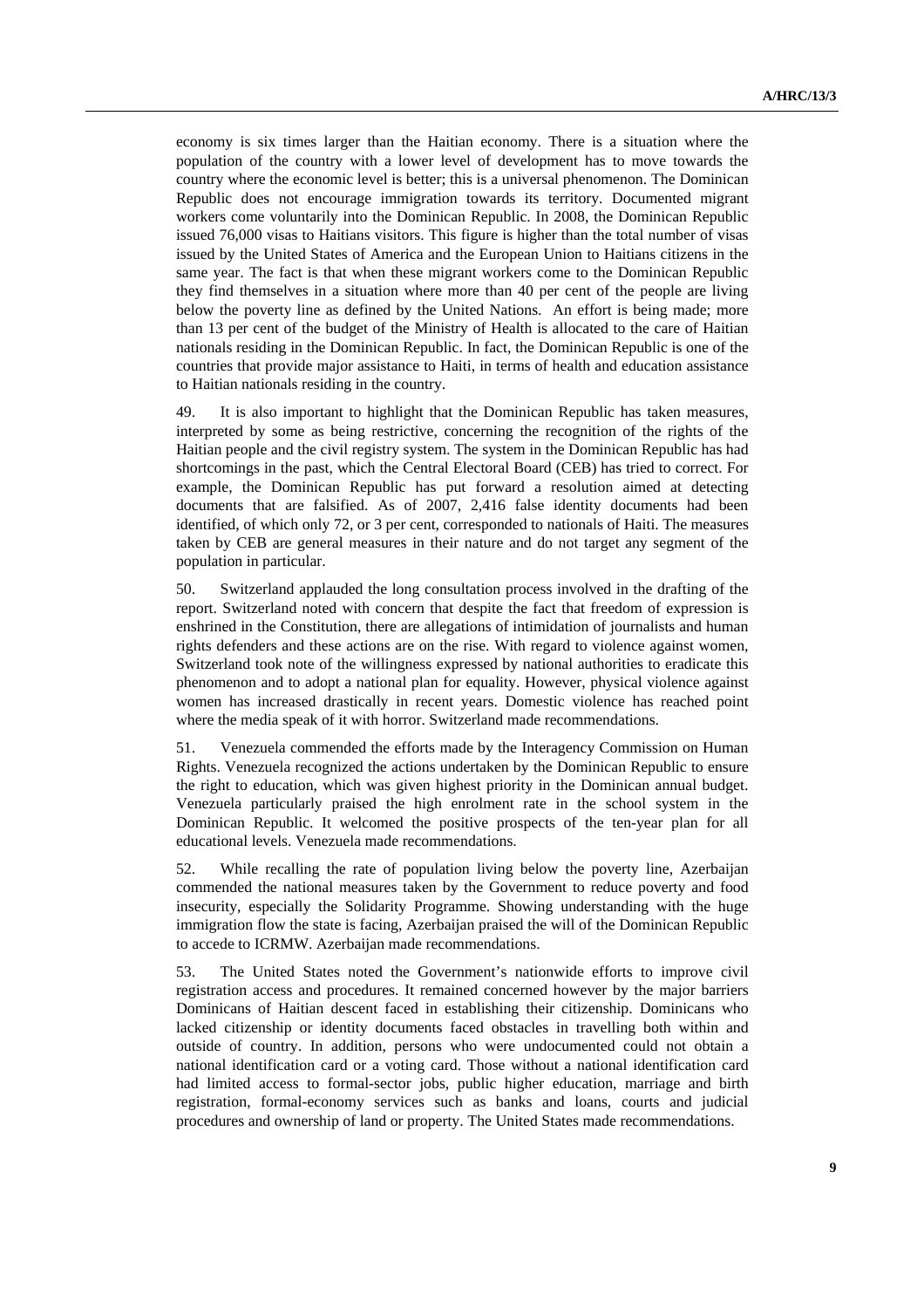economy is six times larger than the Haitian economy. There is a situation where the population of the country with a lower level of development has to move towards the country where the economic level is better; this is a universal phenomenon. The Dominican Republic does not encourage immigration towards its territory. Documented migrant workers come voluntarily into the Dominican Republic. In 2008, the Dominican Republic issued 76,000 visas to Haitians visitors. This figure is higher than the total number of visas issued by the United States of America and the European Union to Haitians citizens in the same year. The fact is that when these migrant workers come to the Dominican Republic they find themselves in a situation where more than 40 per cent of the people are living below the poverty line as defined by the United Nations. An effort is being made; more than 13 per cent of the budget of the Ministry of Health is allocated to the care of Haitian nationals residing in the Dominican Republic. In fact, the Dominican Republic is one of the countries that provide major assistance to Haiti, in terms of health and education assistance to Haitian nationals residing in the country.

49. It is also important to highlight that the Dominican Republic has taken measures, interpreted by some as being restrictive, concerning the recognition of the rights of the Haitian people and the civil registry system. The system in the Dominican Republic has had shortcomings in the past, which the Central Electoral Board (CEB) has tried to correct. For example, the Dominican Republic has put forward a resolution aimed at detecting documents that are falsified. As of 2007, 2,416 false identity documents had been identified, of which only 72, or 3 per cent, corresponded to nationals of Haiti. The measures taken by CEB are general measures in their nature and do not target any segment of the population in particular.

50. Switzerland applauded the long consultation process involved in the drafting of the report. Switzerland noted with concern that despite the fact that freedom of expression is enshrined in the Constitution, there are allegations of intimidation of journalists and human rights defenders and these actions are on the rise. With regard to violence against women, Switzerland took note of the willingness expressed by national authorities to eradicate this phenomenon and to adopt a national plan for equality. However, physical violence against women has increased drastically in recent years. Domestic violence has reached point where the media speak of it with horror. Switzerland made recommendations.

51. Venezuela commended the efforts made by the Interagency Commission on Human Rights. Venezuela recognized the actions undertaken by the Dominican Republic to ensure the right to education, which was given highest priority in the Dominican annual budget. Venezuela particularly praised the high enrolment rate in the school system in the Dominican Republic. It welcomed the positive prospects of the ten-year plan for all educational levels. Venezuela made recommendations.

52. While recalling the rate of population living below the poverty line, Azerbaijan commended the national measures taken by the Government to reduce poverty and food insecurity, especially the Solidarity Programme. Showing understanding with the huge immigration flow the state is facing, Azerbaijan praised the will of the Dominican Republic to accede to ICRMW. Azerbaijan made recommendations.

53. The United States noted the Government's nationwide efforts to improve civil registration access and procedures. It remained concerned however by the major barriers Dominicans of Haitian descent faced in establishing their citizenship. Dominicans who lacked citizenship or identity documents faced obstacles in travelling both within and outside of country. In addition, persons who were undocumented could not obtain a national identification card or a voting card. Those without a national identification card had limited access to formal-sector jobs, public higher education, marriage and birth registration, formal-economy services such as banks and loans, courts and judicial procedures and ownership of land or property. The United States made recommendations.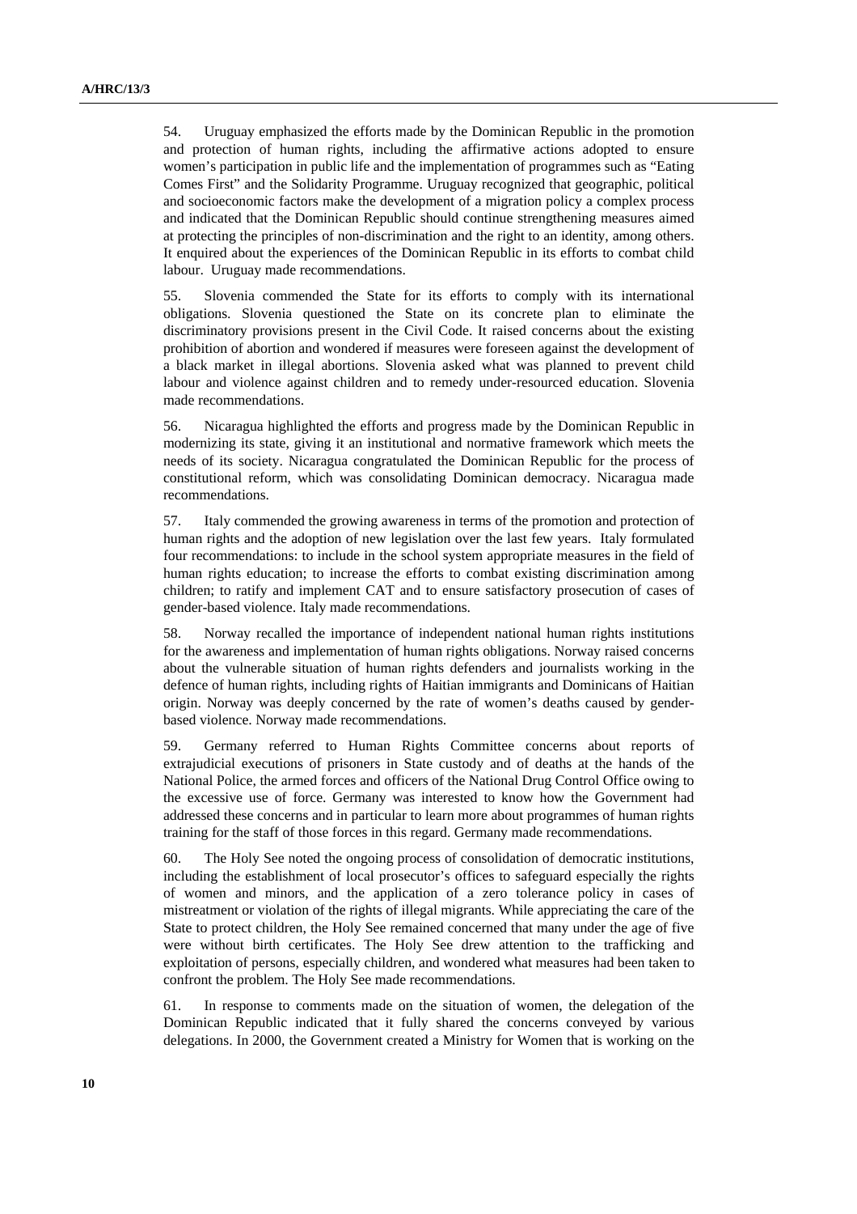54. Uruguay emphasized the efforts made by the Dominican Republic in the promotion and protection of human rights, including the affirmative actions adopted to ensure women's participation in public life and the implementation of programmes such as "Eating Comes First" and the Solidarity Programme. Uruguay recognized that geographic, political and socioeconomic factors make the development of a migration policy a complex process and indicated that the Dominican Republic should continue strengthening measures aimed at protecting the principles of non-discrimination and the right to an identity, among others. It enquired about the experiences of the Dominican Republic in its efforts to combat child labour. Uruguay made recommendations.

55. Slovenia commended the State for its efforts to comply with its international obligations. Slovenia questioned the State on its concrete plan to eliminate the discriminatory provisions present in the Civil Code. It raised concerns about the existing prohibition of abortion and wondered if measures were foreseen against the development of a black market in illegal abortions. Slovenia asked what was planned to prevent child labour and violence against children and to remedy under-resourced education. Slovenia made recommendations.

56. Nicaragua highlighted the efforts and progress made by the Dominican Republic in modernizing its state, giving it an institutional and normative framework which meets the needs of its society. Nicaragua congratulated the Dominican Republic for the process of constitutional reform, which was consolidating Dominican democracy. Nicaragua made recommendations.

57. Italy commended the growing awareness in terms of the promotion and protection of human rights and the adoption of new legislation over the last few years. Italy formulated four recommendations: to include in the school system appropriate measures in the field of human rights education; to increase the efforts to combat existing discrimination among children; to ratify and implement CAT and to ensure satisfactory prosecution of cases of gender-based violence. Italy made recommendations.

58. Norway recalled the importance of independent national human rights institutions for the awareness and implementation of human rights obligations. Norway raised concerns about the vulnerable situation of human rights defenders and journalists working in the defence of human rights, including rights of Haitian immigrants and Dominicans of Haitian origin. Norway was deeply concerned by the rate of women's deaths caused by gender-based violence. Norway made recommendations.

59. Germany referred to Human Rights Committee concerns about reports of extrajudicial executions of prisoners in State custody and of deaths at the hands of the National Police, the armed forces and officers of the National Drug Control Office owing to the excessive use of force. Germany was interested to know how the Government had addressed these concerns and in particular to learn more about programmes of human rights training for the staff of those forces in this regard. Germany made recommendations.

60. The Holy See noted the ongoing process of consolidation of democratic institutions, including the establishment of local prosecutor's offices to safeguard especially the rights of women and minors, and the application of a zero tolerance policy in cases of mistreatment or violation of the rights of illegal migrants. While appreciating the care of the State to protect children, the Holy See remained concerned that many under the age of five were without birth certificates. The Holy See drew attention to the trafficking and exploitation of persons, especially children, and wondered what measures had been taken to confront the problem. The Holy See made recommendations.

61. In response to comments made on the situation of women, the delegation of the Dominican Republic indicated that it fully shared the concerns conveyed by various delegations. In 2000, the Government created a Ministry for Women that is working on the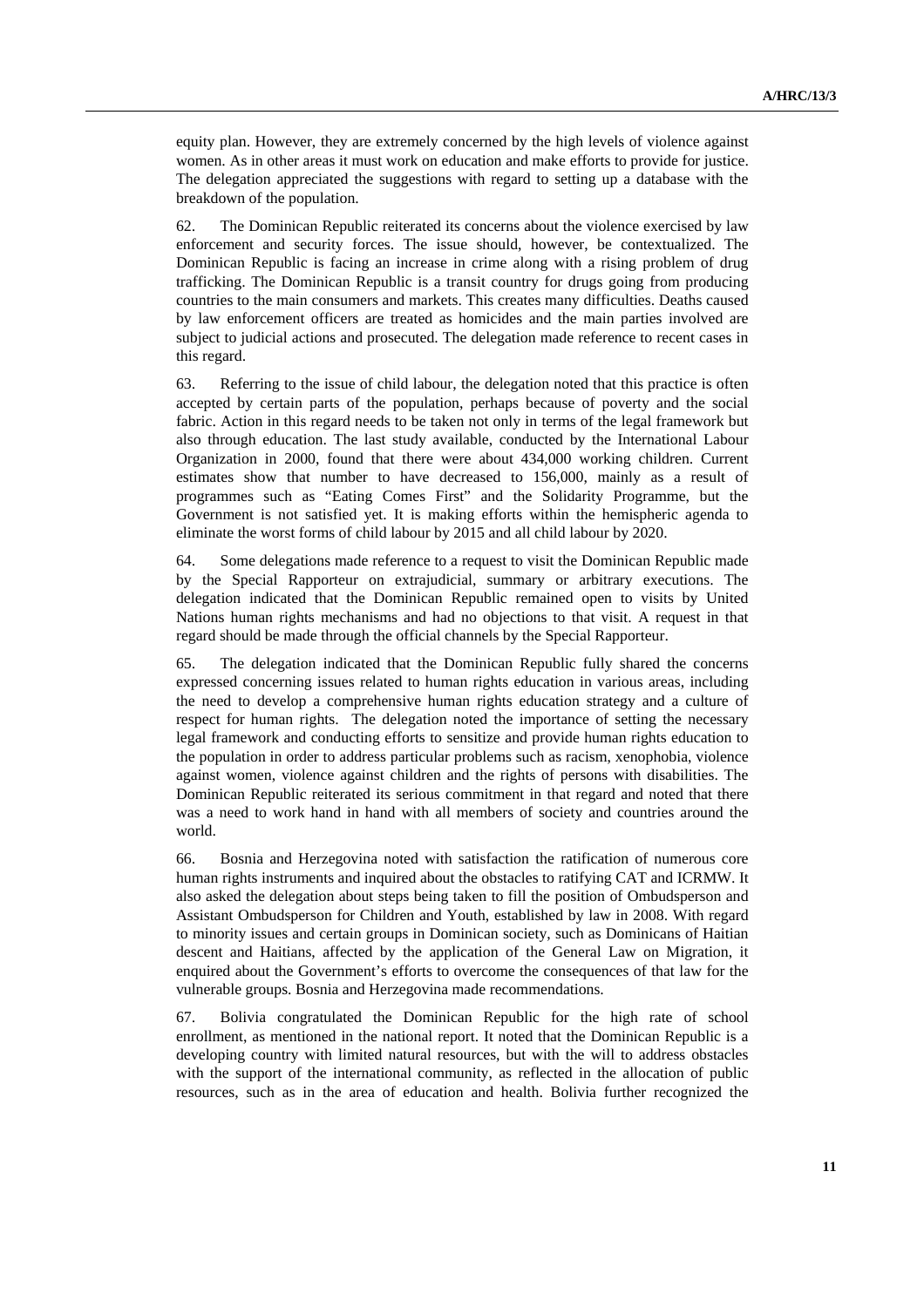equity plan. However, they are extremely concerned by the high levels of violence against women. As in other areas it must work on education and make efforts to provide for justice. The delegation appreciated the suggestions with regard to setting up a database with the breakdown of the population.

62. The Dominican Republic reiterated its concerns about the violence exercised by law enforcement and security forces. The issue should, however, be contextualized. The Dominican Republic is facing an increase in crime along with a rising problem of drug trafficking. The Dominican Republic is a transit country for drugs going from producing countries to the main consumers and markets. This creates many difficulties. Deaths caused by law enforcement officers are treated as homicides and the main parties involved are subject to judicial actions and prosecuted. The delegation made reference to recent cases in this regard.

63. Referring to the issue of child labour, the delegation noted that this practice is often accepted by certain parts of the population, perhaps because of poverty and the social fabric. Action in this regard needs to be taken not only in terms of the legal framework but also through education. The last study available, conducted by the International Labour Organization in 2000, found that there were about 434,000 working children. Current estimates show that number to have decreased to 156,000, mainly as a result of programmes such as "Eating Comes First" and the Solidarity Programme, but the Government is not satisfied yet. It is making efforts within the hemispheric agenda to eliminate the worst forms of child labour by 2015 and all child labour by 2020.

64. Some delegations made reference to a request to visit the Dominican Republic made by the Special Rapporteur on extrajudicial, summary or arbitrary executions. The delegation indicated that the Dominican Republic remained open to visits by United Nations human rights mechanisms and had no objections to that visit. A request in that regard should be made through the official channels by the Special Rapporteur.

65. The delegation indicated that the Dominican Republic fully shared the concerns expressed concerning issues related to human rights education in various areas, including the need to develop a comprehensive human rights education strategy and a culture of respect for human rights. The delegation noted the importance of setting the necessary legal framework and conducting efforts to sensitize and provide human rights education to the population in order to address particular problems such as racism, xenophobia, violence against women, violence against children and the rights of persons with disabilities. The Dominican Republic reiterated its serious commitment in that regard and noted that there was a need to work hand in hand with all members of society and countries around the world.

66. Bosnia and Herzegovina noted with satisfaction the ratification of numerous core human rights instruments and inquired about the obstacles to ratifying CAT and ICRMW. It also asked the delegation about steps being taken to fill the position of Ombudsperson and Assistant Ombudsperson for Children and Youth, established by law in 2008. With regard to minority issues and certain groups in Dominican society, such as Dominicans of Haitian descent and Haitians, affected by the application of the General Law on Migration, it enquired about the Government's efforts to overcome the consequences of that law for the vulnerable groups. Bosnia and Herzegovina made recommendations.

67. Bolivia congratulated the Dominican Republic for the high rate of school enrollment, as mentioned in the national report. It noted that the Dominican Republic is a developing country with limited natural resources, but with the will to address obstacles with the support of the international community, as reflected in the allocation of public resources, such as in the area of education and health. Bolivia further recognized the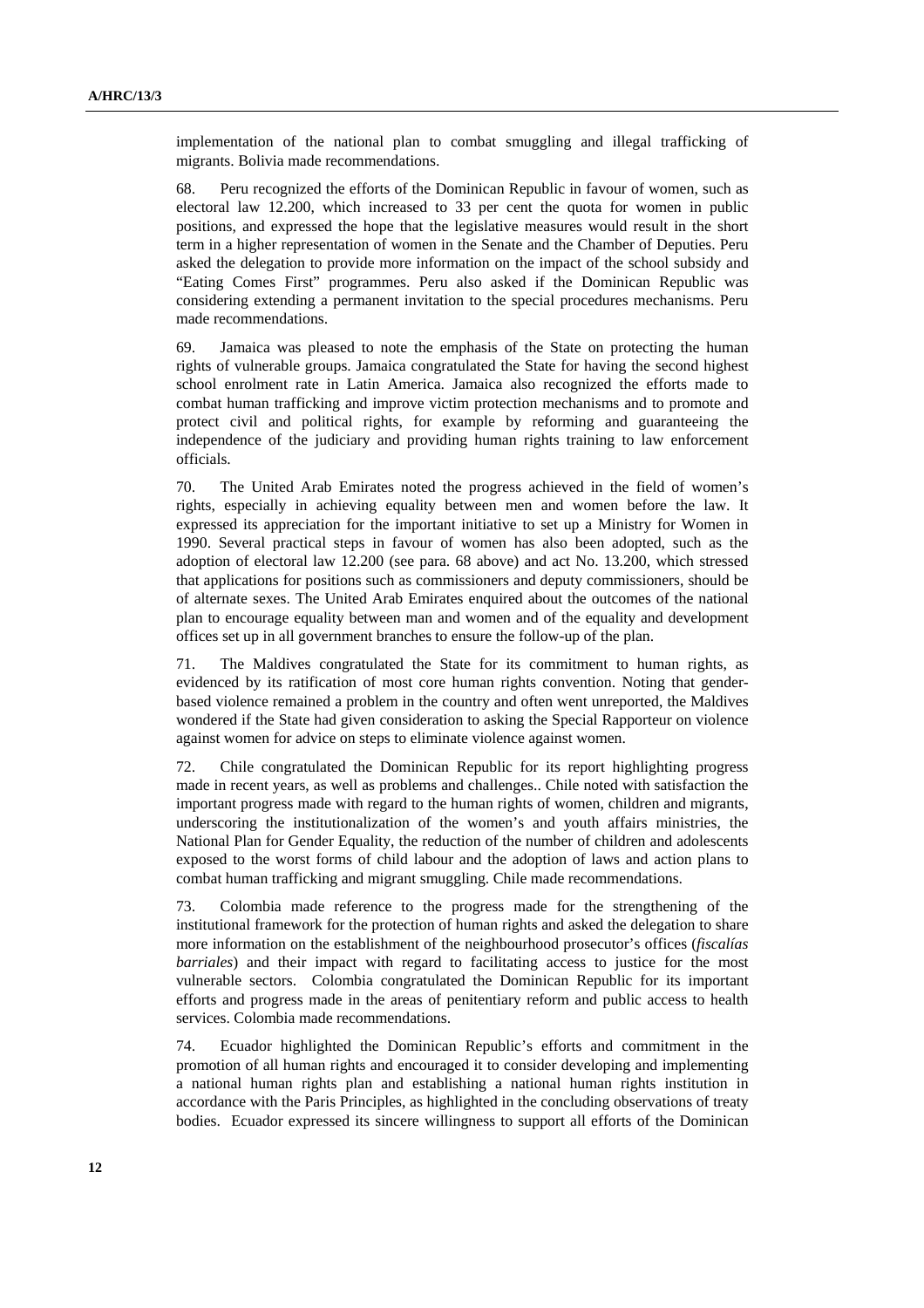implementation of the national plan to combat smuggling and illegal trafficking of migrants. Bolivia made recommendations.

68. Peru recognized the efforts of the Dominican Republic in favour of women, such as electoral law 12.200, which increased to 33 per cent the quota for women in public positions, and expressed the hope that the legislative measures would result in the short term in a higher representation of women in the Senate and the Chamber of Deputies. Peru asked the delegation to provide more information on the impact of the school subsidy and "Eating Comes First" programmes. Peru also asked if the Dominican Republic was considering extending a permanent invitation to the special procedures mechanisms. Peru made recommendations.

69. Jamaica was pleased to note the emphasis of the State on protecting the human rights of vulnerable groups. Jamaica congratulated the State for having the second highest school enrolment rate in Latin America. Jamaica also recognized the efforts made to combat human trafficking and improve victim protection mechanisms and to promote and protect civil and political rights, for example by reforming and guaranteeing the independence of the judiciary and providing human rights training to law enforcement officials.

70. The United Arab Emirates noted the progress achieved in the field of women's rights, especially in achieving equality between men and women before the law. It expressed its appreciation for the important initiative to set up a Ministry for Women in 1990. Several practical steps in favour of women has also been adopted, such as the adoption of electoral law 12.200 (see para. 68 above) and act No. 13.200, which stressed that applications for positions such as commissioners and deputy commissioners, should be of alternate sexes. The United Arab Emirates enquired about the outcomes of the national plan to encourage equality between man and women and of the equality and development offices set up in all government branches to ensure the follow-up of the plan.

71. The Maldives congratulated the State for its commitment to human rights, as evidenced by its ratification of most core human rights convention. Noting that gender-based violence remained a problem in the country and often went unreported, the Maldives wondered if the State had given consideration to asking the Special Rapporteur on violence against women for advice on steps to eliminate violence against women.

72. Chile congratulated the Dominican Republic for its report highlighting progress made in recent years, as well as problems and challenges.. Chile noted with satisfaction the important progress made with regard to the human rights of women, children and migrants, underscoring the institutionalization of the women's and youth affairs ministries, the National Plan for Gender Equality, the reduction of the number of children and adolescents exposed to the worst forms of child labour and the adoption of laws and action plans to combat human trafficking and migrant smuggling. Chile made recommendations.

73. Colombia made reference to the progress made for the strengthening of the institutional framework for the protection of human rights and asked the delegation to share more information on the establishment of the neighbourhood prosecutor's offices (*fiscalías barriales*) and their impact with regard to facilitating access to justice for the most vulnerable sectors. Colombia congratulated the Dominican Republic for its important efforts and progress made in the areas of penitentiary reform and public access to health services. Colombia made recommendations.

74. Ecuador highlighted the Dominican Republic's efforts and commitment in the promotion of all human rights and encouraged it to consider developing and implementing a national human rights plan and establishing a national human rights institution in accordance with the Paris Principles, as highlighted in the concluding observations of treaty bodies. Ecuador expressed its sincere willingness to support all efforts of the Dominican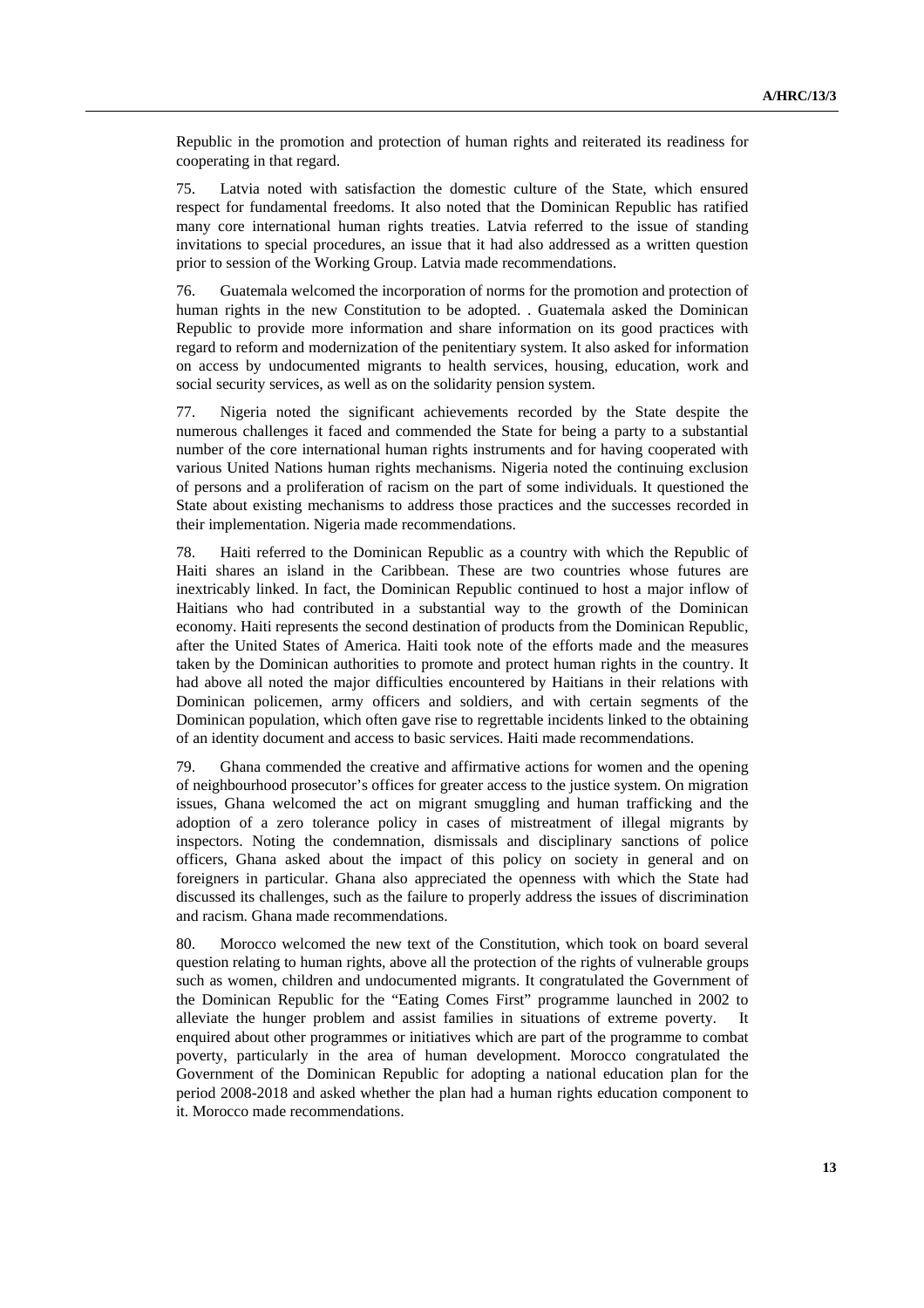Republic in the promotion and protection of human rights and reiterated its readiness for cooperating in that regard.

75. Latvia noted with satisfaction the domestic culture of the State, which ensured respect for fundamental freedoms. It also noted that the Dominican Republic has ratified many core international human rights treaties. Latvia referred to the issue of standing invitations to special procedures, an issue that it had also addressed as a written question prior to session of the Working Group. Latvia made recommendations.

76. Guatemala welcomed the incorporation of norms for the promotion and protection of human rights in the new Constitution to be adopted. . Guatemala asked the Dominican Republic to provide more information and share information on its good practices with regard to reform and modernization of the penitentiary system. It also asked for information on access by undocumented migrants to health services, housing, education, work and social security services, as well as on the solidarity pension system.

77. Nigeria noted the significant achievements recorded by the State despite the numerous challenges it faced and commended the State for being a party to a substantial number of the core international human rights instruments and for having cooperated with various United Nations human rights mechanisms. Nigeria noted the continuing exclusion of persons and a proliferation of racism on the part of some individuals. It questioned the State about existing mechanisms to address those practices and the successes recorded in their implementation. Nigeria made recommendations.

78. Haiti referred to the Dominican Republic as a country with which the Republic of Haiti shares an island in the Caribbean. These are two countries whose futures are inextricably linked. In fact, the Dominican Republic continued to host a major inflow of Haitians who had contributed in a substantial way to the growth of the Dominican economy. Haiti represents the second destination of products from the Dominican Republic, after the United States of America. Haiti took note of the efforts made and the measures taken by the Dominican authorities to promote and protect human rights in the country. It had above all noted the major difficulties encountered by Haitians in their relations with Dominican policemen, army officers and soldiers, and with certain segments of the Dominican population, which often gave rise to regrettable incidents linked to the obtaining of an identity document and access to basic services. Haiti made recommendations.

79. Ghana commended the creative and affirmative actions for women and the opening of neighbourhood prosecutor's offices for greater access to the justice system. On migration issues, Ghana welcomed the act on migrant smuggling and human trafficking and the adoption of a zero tolerance policy in cases of mistreatment of illegal migrants by inspectors. Noting the condemnation, dismissals and disciplinary sanctions of police officers, Ghana asked about the impact of this policy on society in general and on foreigners in particular. Ghana also appreciated the openness with which the State had discussed its challenges, such as the failure to properly address the issues of discrimination and racism. Ghana made recommendations.

80. Morocco welcomed the new text of the Constitution, which took on board several question relating to human rights, above all the protection of the rights of vulnerable groups such as women, children and undocumented migrants. It congratulated the Government of the Dominican Republic for the "Eating Comes First" programme launched in 2002 to alleviate the hunger problem and assist families in situations of extreme poverty. It enquired about other programmes or initiatives which are part of the programme to combat poverty, particularly in the area of human development. Morocco congratulated the Government of the Dominican Republic for adopting a national education plan for the period 2008-2018 and asked whether the plan had a human rights education component to it. Morocco made recommendations.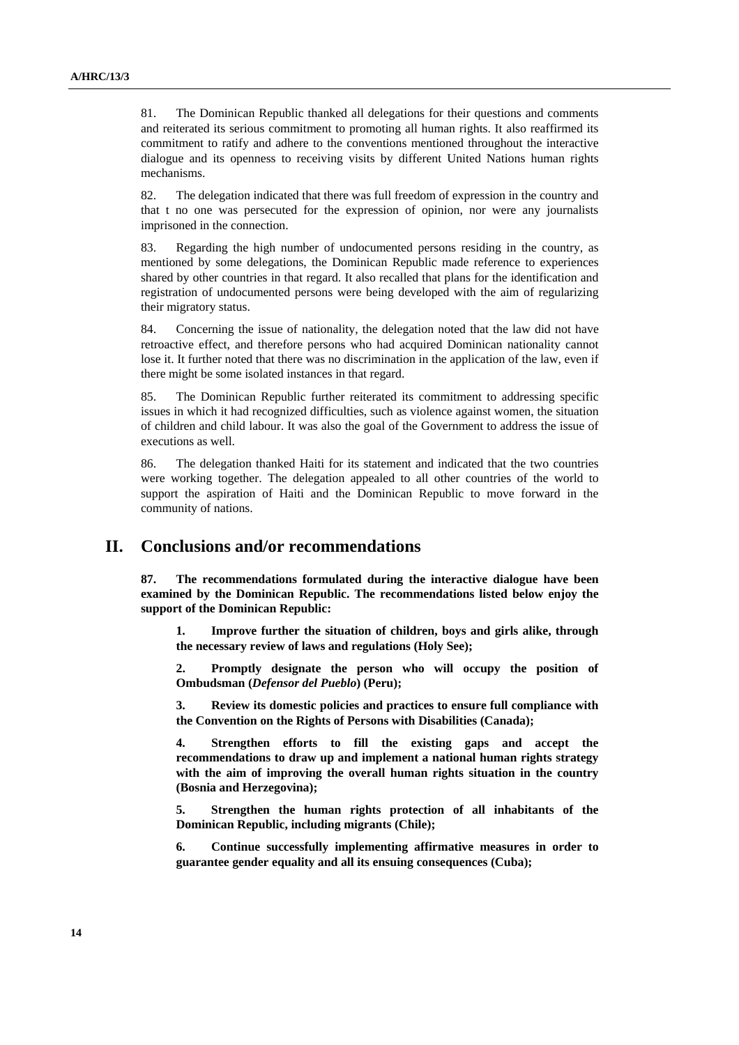81. The Dominican Republic thanked all delegations for their questions and comments and reiterated its serious commitment to promoting all human rights. It also reaffirmed its commitment to ratify and adhere to the conventions mentioned throughout the interactive dialogue and its openness to receiving visits by different United Nations human rights mechanisms.

82. The delegation indicated that there was full freedom of expression in the country and that t no one was persecuted for the expression of opinion, nor were any journalists imprisoned in the connection.

83. Regarding the high number of undocumented persons residing in the country, as mentioned by some delegations, the Dominican Republic made reference to experiences shared by other countries in that regard. It also recalled that plans for the identification and registration of undocumented persons were being developed with the aim of regularizing their migratory status.

84. Concerning the issue of nationality, the delegation noted that the law did not have retroactive effect, and therefore persons who had acquired Dominican nationality cannot lose it. It further noted that there was no discrimination in the application of the law, even if there might be some isolated instances in that regard.

85. The Dominican Republic further reiterated its commitment to addressing specific issues in which it had recognized difficulties, such as violence against women, the situation of children and child labour. It was also the goal of the Government to address the issue of executions as well.

86. The delegation thanked Haiti for its statement and indicated that the two countries were working together. The delegation appealed to all other countries of the world to support the aspiration of Haiti and the Dominican Republic to move forward in the community of nations.

# II. Conclusions and/or recommendations

**87. The recommendations formulated during the interactive dialogue have been examined by the Dominican Republic. The recommendations listed below enjoy the support of the Dominican Republic:**

**1. Improve further the situation of children, boys and girls alike, through the necessary review of laws and regulations (Holy See);**

**2. Promptly designate the person who will occupy the position of Ombudsman (*Defensor del Pueblo*) (Peru);**

**3. Review its domestic policies and practices to ensure full compliance with the Convention on the Rights of Persons with Disabilities (Canada);**

**4. Strengthen efforts to fill the existing gaps and accept the recommendations to draw up and implement a national human rights strategy with the aim of improving the overall human rights situation in the country (Bosnia and Herzegovina);**

**5. Strengthen the human rights protection of all inhabitants of the Dominican Republic, including migrants (Chile);**

**6. Continue successfully implementing affirmative measures in order to guarantee gender equality and all its ensuing consequences (Cuba);**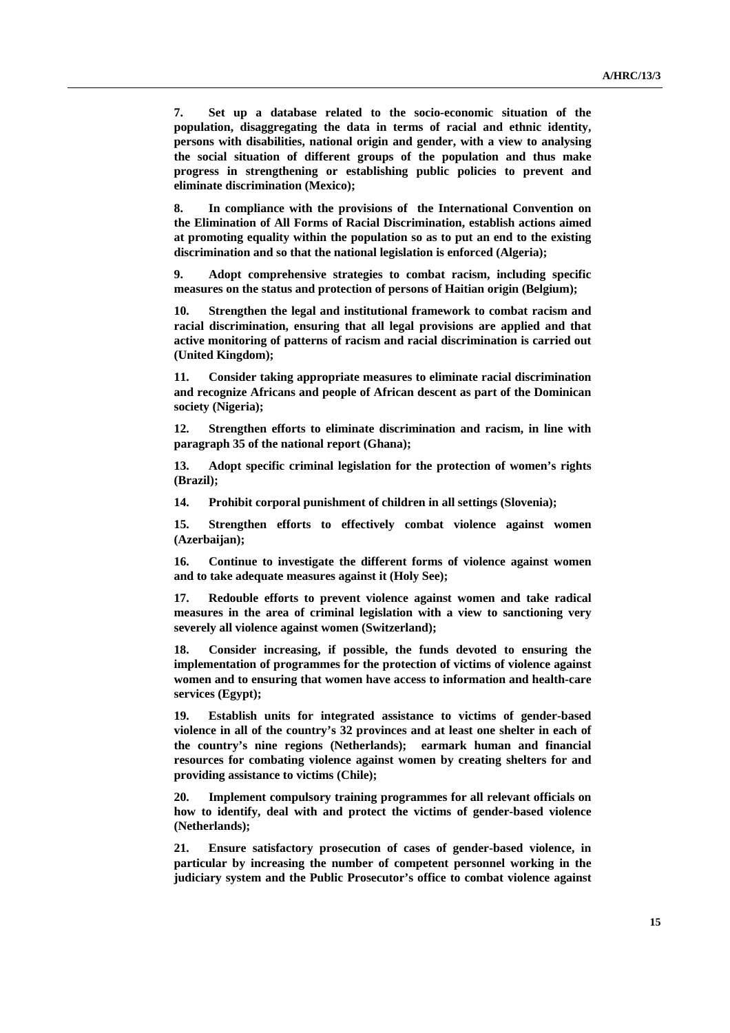**7. Set up a database related to the socio-economic situation of the population, disaggregating the data in terms of racial and ethnic identity, persons with disabilities, national origin and gender, with a view to analysing the social situation of different groups of the population and thus make progress in strengthening or establishing public policies to prevent and eliminate discrimination (Mexico);**

**8. In compliance with the provisions of the International Convention on the Elimination of All Forms of Racial Discrimination, establish actions aimed at promoting equality within the population so as to put an end to the existing discrimination and so that the national legislation is enforced (Algeria);**

**9. Adopt comprehensive strategies to combat racism, including specific measures on the status and protection of persons of Haitian origin (Belgium);**

**10. Strengthen the legal and institutional framework to combat racism and racial discrimination, ensuring that all legal provisions are applied and that active monitoring of patterns of racism and racial discrimination is carried out (United Kingdom);**

**11. Consider taking appropriate measures to eliminate racial discrimination and recognize Africans and people of African descent as part of the Dominican society (Nigeria);**

**12. Strengthen efforts to eliminate discrimination and racism, in line with paragraph 35 of the national report (Ghana);**

**13. Adopt specific criminal legislation for the protection of women's rights (Brazil);**

**14. Prohibit corporal punishment of children in all settings (Slovenia);**

**15. Strengthen efforts to effectively combat violence against women (Azerbaijan);**

**16. Continue to investigate the different forms of violence against women and to take adequate measures against it (Holy See);**

**17. Redouble efforts to prevent violence against women and take radical measures in the area of criminal legislation with a view to sanctioning very severely all violence against women (Switzerland);**

**18. Consider increasing, if possible, the funds devoted to ensuring the implementation of programmes for the protection of victims of violence against women and to ensuring that women have access to information and health-care services (Egypt);**

**19. Establish units for integrated assistance to victims of gender-based violence in all of the country's 32 provinces and at least one shelter in each of the country's nine regions (Netherlands); earmark human and financial resources for combating violence against women by creating shelters for and providing assistance to victims (Chile);**

**20. Implement compulsory training programmes for all relevant officials on how to identify, deal with and protect the victims of gender-based violence (Netherlands);**

**21. Ensure satisfactory prosecution of cases of gender-based violence, in particular by increasing the number of competent personnel working in the judiciary system and the Public Prosecutor's office to combat violence against**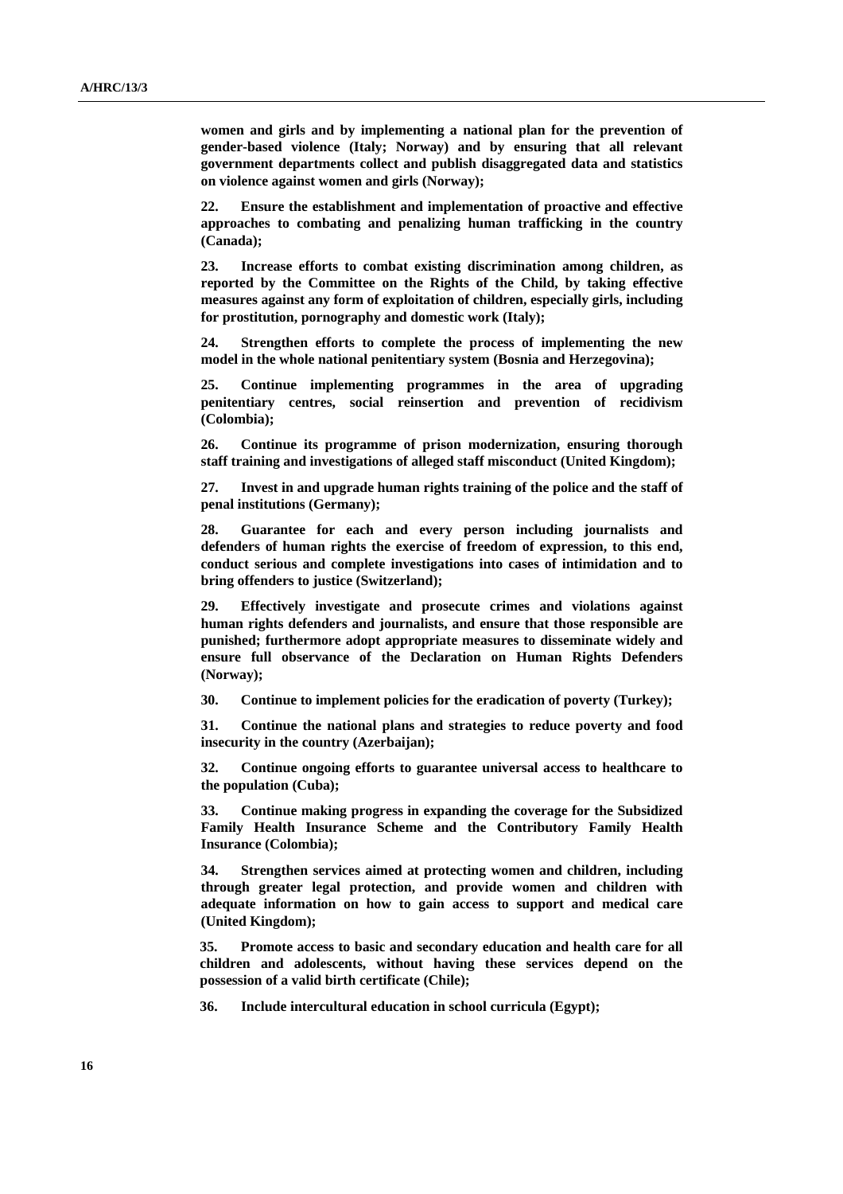**women and girls and by implementing a national plan for the prevention of gender-based violence (Italy; Norway) and by ensuring that all relevant government departments collect and publish disaggregated data and statistics on violence against women and girls (Norway);**

**22. Ensure the establishment and implementation of proactive and effective approaches to combating and penalizing human trafficking in the country (Canada);**

**23. Increase efforts to combat existing discrimination among children, as reported by the Committee on the Rights of the Child, by taking effective measures against any form of exploitation of children, especially girls, including for prostitution, pornography and domestic work (Italy);**

**24. Strengthen efforts to complete the process of implementing the new model in the whole national penitentiary system (Bosnia and Herzegovina);**

**25. Continue implementing programmes in the area of upgrading penitentiary centres, social reinsertion and prevention of recidivism (Colombia);**

**26. Continue its programme of prison modernization, ensuring thorough staff training and investigations of alleged staff misconduct (United Kingdom);**

**27. Invest in and upgrade human rights training of the police and the staff of penal institutions (Germany);**

**28. Guarantee for each and every person including journalists and defenders of human rights the exercise of freedom of expression, to this end, conduct serious and complete investigations into cases of intimidation and to bring offenders to justice (Switzerland);**

**29. Effectively investigate and prosecute crimes and violations against human rights defenders and journalists, and ensure that those responsible are punished; furthermore adopt appropriate measures to disseminate widely and ensure full observance of the Declaration on Human Rights Defenders (Norway);**

**30. Continue to implement policies for the eradication of poverty (Turkey);**

**31. Continue the national plans and strategies to reduce poverty and food insecurity in the country (Azerbaijan);**

**32. Continue ongoing efforts to guarantee universal access to healthcare to the population (Cuba);**

**33. Continue making progress in expanding the coverage for the Subsidized Family Health Insurance Scheme and the Contributory Family Health Insurance (Colombia);**

**34. Strengthen services aimed at protecting women and children, including through greater legal protection, and provide women and children with adequate information on how to gain access to support and medical care (United Kingdom);**

**35. Promote access to basic and secondary education and health care for all children and adolescents, without having these services depend on the possession of a valid birth certificate (Chile);**

**36. Include intercultural education in school curricula (Egypt);**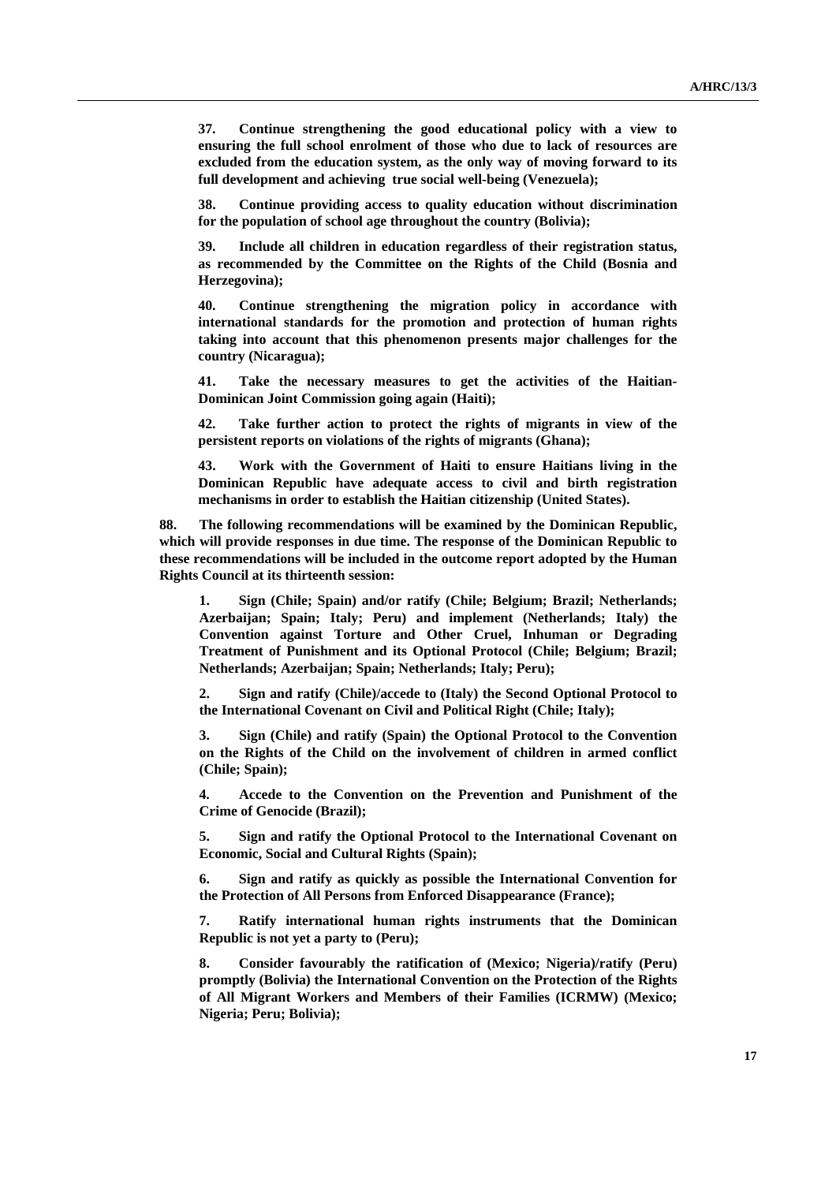**37. Continue strengthening the good educational policy with a view to ensuring the full school enrolment of those who due to lack of resources are excluded from the education system, as the only way of moving forward to its full development and achieving true social well-being (Venezuela);**

**38. Continue providing access to quality education without discrimination for the population of school age throughout the country (Bolivia);**

**39. Include all children in education regardless of their registration status, as recommended by the Committee on the Rights of the Child (Bosnia and Herzegovina);**

**40. Continue strengthening the migration policy in accordance with international standards for the promotion and protection of human rights taking into account that this phenomenon presents major challenges for the country (Nicaragua);**

**41. Take the necessary measures to get the activities of the Haitian-Dominican Joint Commission going again (Haiti);**

**42. Take further action to protect the rights of migrants in view of the persistent reports on violations of the rights of migrants (Ghana);**

**43. Work with the Government of Haiti to ensure Haitians living in the Dominican Republic have adequate access to civil and birth registration mechanisms in order to establish the Haitian citizenship (United States).**

**88. The following recommendations will be examined by the Dominican Republic, which will provide responses in due time. The response of the Dominican Republic to these recommendations will be included in the outcome report adopted by the Human Rights Council at its thirteenth session:**

**1. Sign (Chile; Spain) and/or ratify (Chile; Belgium; Brazil; Netherlands; Azerbaijan; Spain; Italy; Peru) and implement (Netherlands; Italy) the Convention against Torture and Other Cruel, Inhuman or Degrading Treatment of Punishment and its Optional Protocol (Chile; Belgium; Brazil; Netherlands; Azerbaijan; Spain; Netherlands; Italy; Peru);**

**2. Sign and ratify (Chile)/accede to (Italy) the Second Optional Protocol to the International Covenant on Civil and Political Right (Chile; Italy);**

**3. Sign (Chile) and ratify (Spain) the Optional Protocol to the Convention on the Rights of the Child on the involvement of children in armed conflict (Chile; Spain);**

**4. Accede to the Convention on the Prevention and Punishment of the Crime of Genocide (Brazil);**

**5. Sign and ratify the Optional Protocol to the International Covenant on Economic, Social and Cultural Rights (Spain);**

**6. Sign and ratify as quickly as possible the International Convention for the Protection of All Persons from Enforced Disappearance (France);**

**7. Ratify international human rights instruments that the Dominican Republic is not yet a party to (Peru);**

**8. Consider favourably the ratification of (Mexico; Nigeria)/ratify (Peru) promptly (Bolivia) the International Convention on the Protection of the Rights of All Migrant Workers and Members of their Families (ICRMW) (Mexico; Nigeria; Peru; Bolivia);**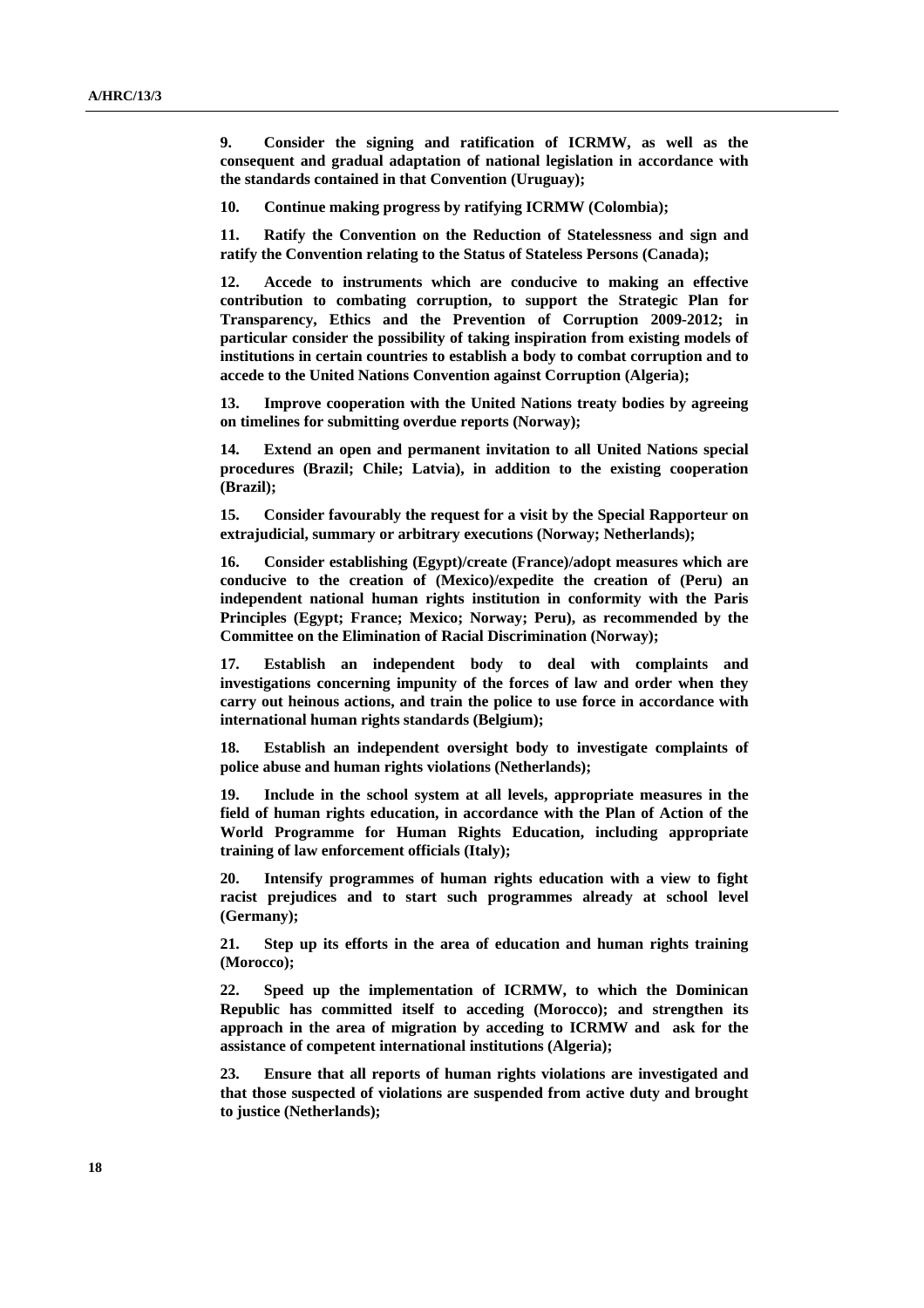**9. Consider the signing and ratification of ICRMW, as well as the consequent and gradual adaptation of national legislation in accordance with the standards contained in that Convention (Uruguay);**

**10. Continue making progress by ratifying ICRMW (Colombia);**

**11. Ratify the Convention on the Reduction of Statelessness and sign and ratify the Convention relating to the Status of Stateless Persons (Canada);**

**12. Accede to instruments which are conducive to making an effective contribution to combating corruption, to support the Strategic Plan for Transparency, Ethics and the Prevention of Corruption 2009-2012; in particular consider the possibility of taking inspiration from existing models of institutions in certain countries to establish a body to combat corruption and to accede to the United Nations Convention against Corruption (Algeria);**

**13. Improve cooperation with the United Nations treaty bodies by agreeing on timelines for submitting overdue reports (Norway);**

**14. Extend an open and permanent invitation to all United Nations special procedures (Brazil; Chile; Latvia), in addition to the existing cooperation (Brazil);**

**15. Consider favourably the request for a visit by the Special Rapporteur on extrajudicial, summary or arbitrary executions (Norway; Netherlands);**

**16. Consider establishing (Egypt)/create (France)/adopt measures which are conducive to the creation of (Mexico)/expedite the creation of (Peru) an independent national human rights institution in conformity with the Paris Principles (Egypt; France; Mexico; Norway; Peru), as recommended by the Committee on the Elimination of Racial Discrimination (Norway);**

**17. Establish an independent body to deal with complaints and investigations concerning impunity of the forces of law and order when they carry out heinous actions, and train the police to use force in accordance with international human rights standards (Belgium);**

**18. Establish an independent oversight body to investigate complaints of police abuse and human rights violations (Netherlands);**

**19. Include in the school system at all levels, appropriate measures in the field of human rights education, in accordance with the Plan of Action of the World Programme for Human Rights Education, including appropriate training of law enforcement officials (Italy);**

**20. Intensify programmes of human rights education with a view to fight racist prejudices and to start such programmes already at school level (Germany);**

**21. Step up its efforts in the area of education and human rights training (Morocco);**

**22. Speed up the implementation of ICRMW, to which the Dominican Republic has committed itself to acceding (Morocco); and strengthen its approach in the area of migration by acceding to ICRMW and ask for the assistance of competent international institutions (Algeria);**

**23. Ensure that all reports of human rights violations are investigated and that those suspected of violations are suspended from active duty and brought to justice (Netherlands);**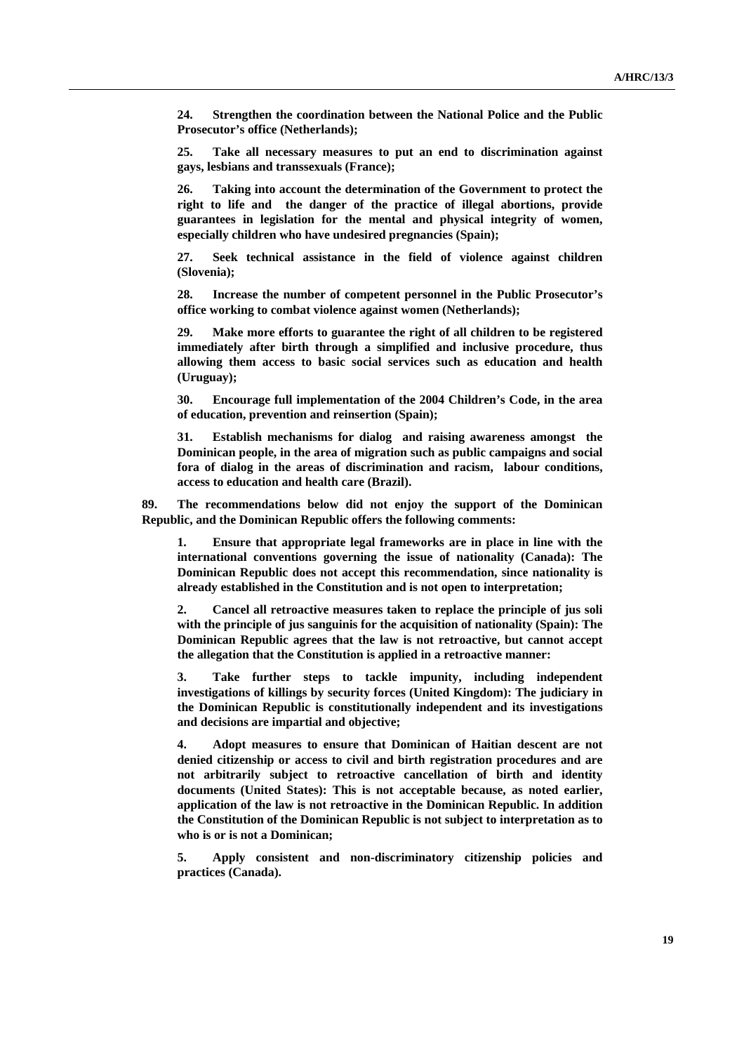**24. Strengthen the coordination between the National Police and the Public Prosecutor's office (Netherlands);**

**25. Take all necessary measures to put an end to discrimination against gays, lesbians and transsexuals (France);**

**26. Taking into account the determination of the Government to protect the right to life and the danger of the practice of illegal abortions, provide guarantees in legislation for the mental and physical integrity of women, especially children who have undesired pregnancies (Spain);**

**27. Seek technical assistance in the field of violence against children (Slovenia);**

**28. Increase the number of competent personnel in the Public Prosecutor's office working to combat violence against women (Netherlands);**

**29. Make more efforts to guarantee the right of all children to be registered immediately after birth through a simplified and inclusive procedure, thus allowing them access to basic social services such as education and health (Uruguay);**

**30. Encourage full implementation of the 2004 Children's Code, in the area of education, prevention and reinsertion (Spain);**

**31. Establish mechanisms for dialog and raising awareness amongst the Dominican people, in the area of migration such as public campaigns and social fora of dialog in the areas of discrimination and racism, labour conditions, access to education and health care (Brazil).**

**89. The recommendations below did not enjoy the support of the Dominican Republic, and the Dominican Republic offers the following comments:**

**1. Ensure that appropriate legal frameworks are in place in line with the international conventions governing the issue of nationality (Canada): The Dominican Republic does not accept this recommendation, since nationality is already established in the Constitution and is not open to interpretation;**

**2. Cancel all retroactive measures taken to replace the principle of jus soli with the principle of jus sanguinis for the acquisition of nationality (Spain): The Dominican Republic agrees that the law is not retroactive, but cannot accept the allegation that the Constitution is applied in a retroactive manner:**

**3. Take further steps to tackle impunity, including independent investigations of killings by security forces (United Kingdom): The judiciary in the Dominican Republic is constitutionally independent and its investigations and decisions are impartial and objective;**

**4. Adopt measures to ensure that Dominican of Haitian descent are not denied citizenship or access to civil and birth registration procedures and are not arbitrarily subject to retroactive cancellation of birth and identity documents (United States): This is not acceptable because, as noted earlier, application of the law is not retroactive in the Dominican Republic. In addition the Constitution of the Dominican Republic is not subject to interpretation as to who is or is not a Dominican;**

**5. Apply consistent and non-discriminatory citizenship policies and practices (Canada).**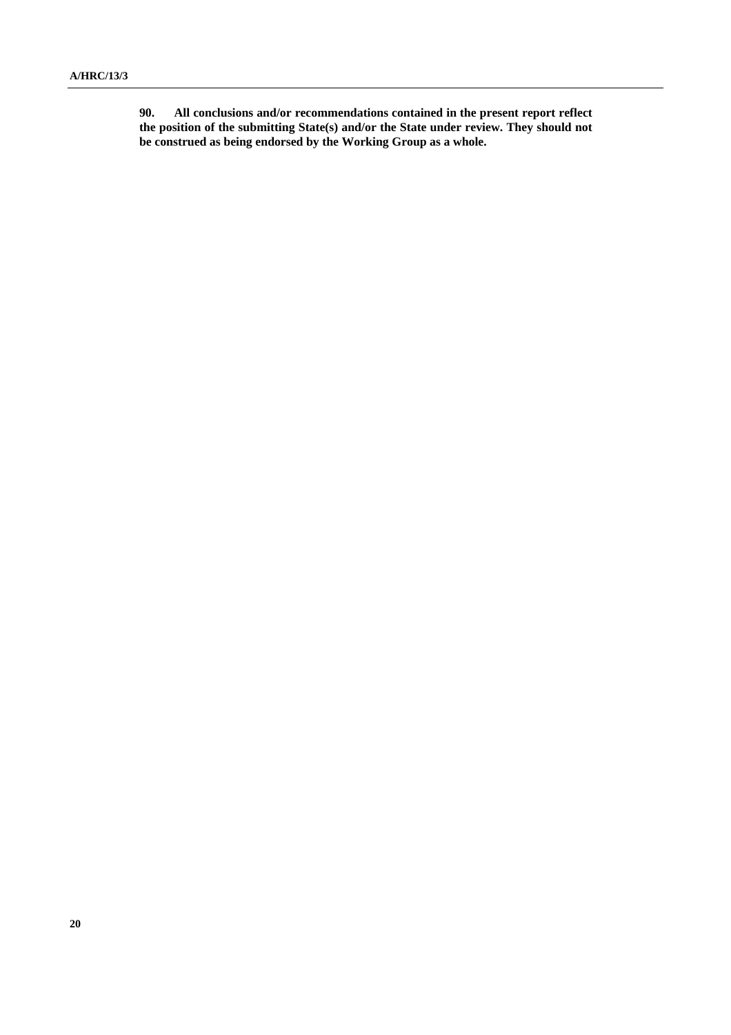**90. All conclusions and/or recommendations contained in the present report reflect the position of the submitting State(s) and/or the State under review. They should not be construed as being endorsed by the Working Group as a whole.**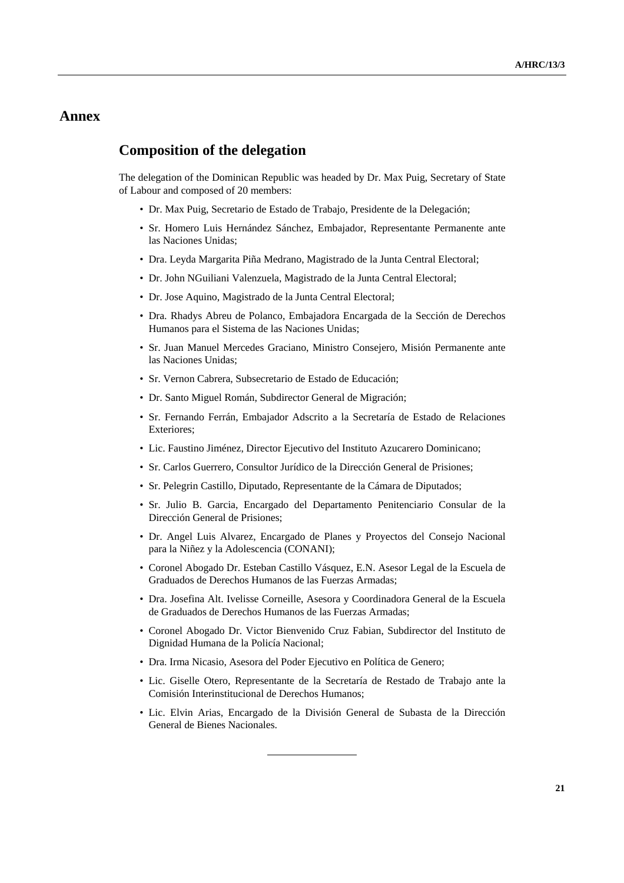# Annex

## Composition of the delegation

The delegation of the Dominican Republic was headed by Dr. Max Puig, Secretary of State of Labour and composed of 20 members:

- Dr. Max Puig, Secretario de Estado de Trabajo, Presidente de la Delegación;
- Sr. Homero Luis Hernández Sánchez, Embajador, Representante Permanente ante las Naciones Unidas;
- Dra. Leyda Margarita Piña Medrano, Magistrado de la Junta Central Electoral;
- Dr. John NGuiliani Valenzuela, Magistrado de la Junta Central Electoral;
- Dr. Jose Aquino, Magistrado de la Junta Central Electoral;
- Dra. Rhadys Abreu de Polanco, Embajadora Encargada de la Sección de Derechos Humanos para el Sistema de las Naciones Unidas;
- Sr. Juan Manuel Mercedes Graciano, Ministro Consejero, Misión Permanente ante las Naciones Unidas;
- Sr. Vernon Cabrera, Subsecretario de Estado de Educación;
- Dr. Santo Miguel Román, Subdirector General de Migración;
- Sr. Fernando Ferrán, Embajador Adscrito a la Secretaría de Estado de Relaciones Exteriores;
- Lic. Faustino Jiménez, Director Ejecutivo del Instituto Azucarero Dominicano;
- Sr. Carlos Guerrero, Consultor Jurídico de la Dirección General de Prisiones;
- Sr. Pelegrin Castillo, Diputado, Representante de la Cámara de Diputados;
- Sr. Julio B. Garcia, Encargado del Departamento Penitenciario Consular de la Dirección General de Prisiones;
- Dr. Angel Luis Alvarez, Encargado de Planes y Proyectos del Consejo Nacional para la Niñez y la Adolescencia (CONANI);
- Coronel Abogado Dr. Esteban Castillo Vásquez, E.N. Asesor Legal de la Escuela de Graduados de Derechos Humanos de las Fuerzas Armadas;
- Dra. Josefina Alt. Ivelisse Corneille, Asesora y Coordinadora General de la Escuela de Graduados de Derechos Humanos de las Fuerzas Armadas;
- Coronel Abogado Dr. Victor Bienvenido Cruz Fabian, Subdirector del Instituto de Dignidad Humana de la Policía Nacional;
- Dra. Irma Nicasio, Asesora del Poder Ejecutivo en Política de Genero;
- Lic. Giselle Otero, Representante de la Secretaría de Restado de Trabajo ante la Comisión Interinstitucional de Derechos Humanos;
- Lic. Elvin Arias, Encargado de la División General de Subasta de la Dirección General de Bienes Nacionales.